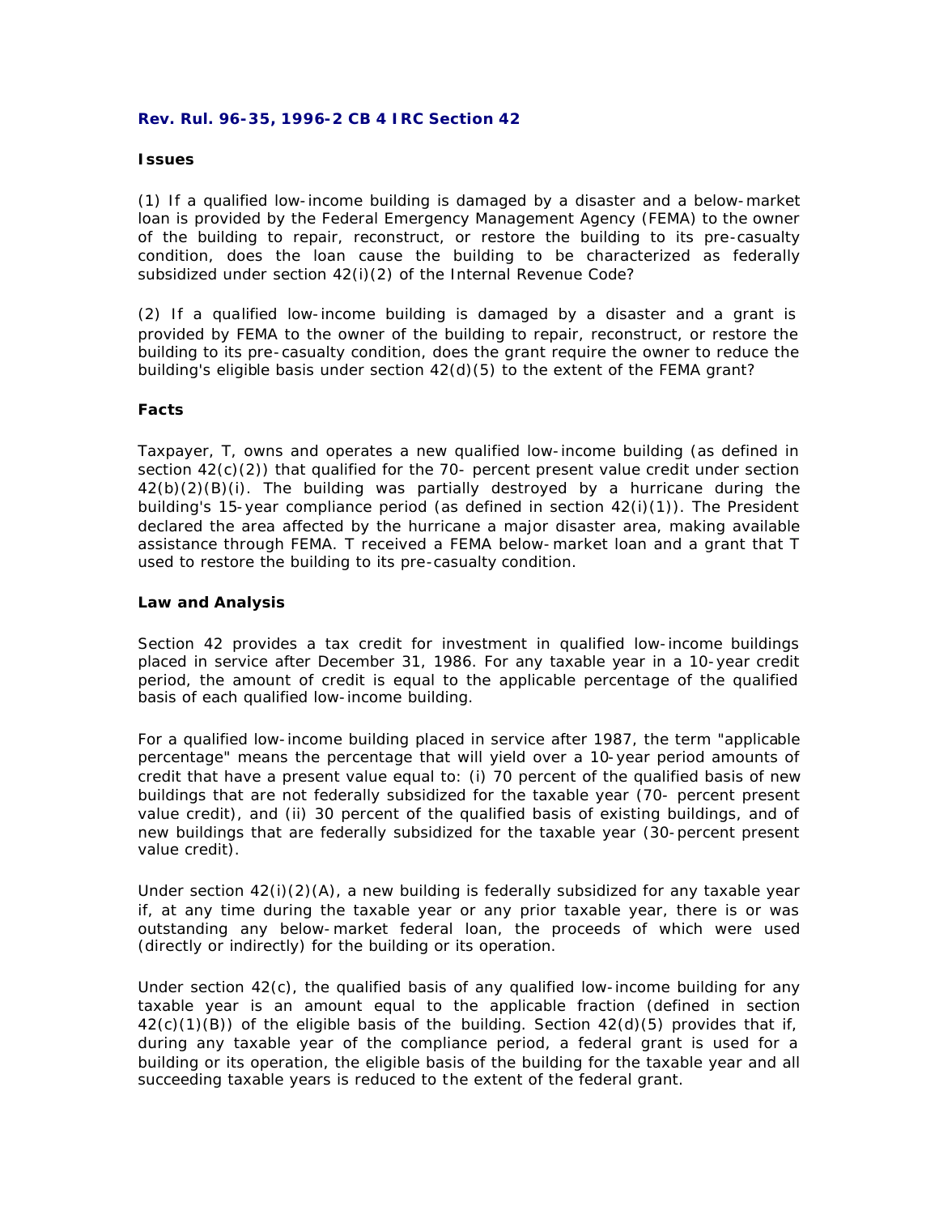**Rev. Rul. 96-35, 1996-2 CB 4 IRC Section 42**

**Issues**

(1) If a qualified low-income building is damaged by a disaster and a below-market loan is provided by the Federal Emergency Management Agency (FEMA) to the owner of the building to repair, reconstruct, or restore the building to its pre-casualty condition, does the loan cause the building to be characterized as federally subsidized under section 42(i)(2) of the Internal Revenue Code?

(2) If a qualified low-income building is damaged by a disaster and a grant is provided by FEMA to the owner of the building to repair, reconstruct, or restore the building to its pre-casualty condition, does the grant require the owner to reduce the building's eligible basis under section 42(d)(5) to the extent of the FEMA grant?

**Facts**

Taxpayer, T, owns and operates a new qualified low-income building (as defined in section 42(c)(2)) that qualified for the 70- percent present value credit under section 42(b)(2)(B)(i). The building was partially destroyed by a hurricane during the building's 15-year compliance period (as defined in section 42(i)(1)). The President declared the area affected by the hurricane a major disaster area, making available assistance through FEMA. T received a FEMA below-market loan and a grant that T used to restore the building to its pre-casualty condition.

**Law and Analysis**

Section 42 provides a tax credit for investment in qualified low-income buildings placed in service after December 31, 1986. For any taxable year in a 10-year credit period, the amount of credit is equal to the applicable percentage of the qualified basis of each qualified low-income building.

For a qualified low-income building placed in service after 1987, the term "applicable percentage" means the percentage that will yield over a 10-year period amounts of credit that have a present value equal to: (i) 70 percent of the qualified basis of new buildings that are not federally subsidized for the taxable year (70- percent present value credit), and (ii) 30 percent of the qualified basis of existing buildings, and of new buildings that are federally subsidized for the taxable year (30-percent present value credit).

Under section 42(i)(2)(A), a new building is federally subsidized for any taxable year if, at any time during the taxable year or any prior taxable year, there is or was outstanding any below-market federal loan, the proceeds of which were used (directly or indirectly) for the building or its operation.

Under section 42(c), the qualified basis of any qualified low-income building for any taxable year is an amount equal to the applicable fraction (defined in section 42(c)(1)(B)) of the eligible basis of the building. Section 42(d)(5) provides that if, during any taxable year of the compliance period, a federal grant is used for a building or its operation, the eligible basis of the building for the taxable year and all succeeding taxable years is reduced to the extent of the federal grant.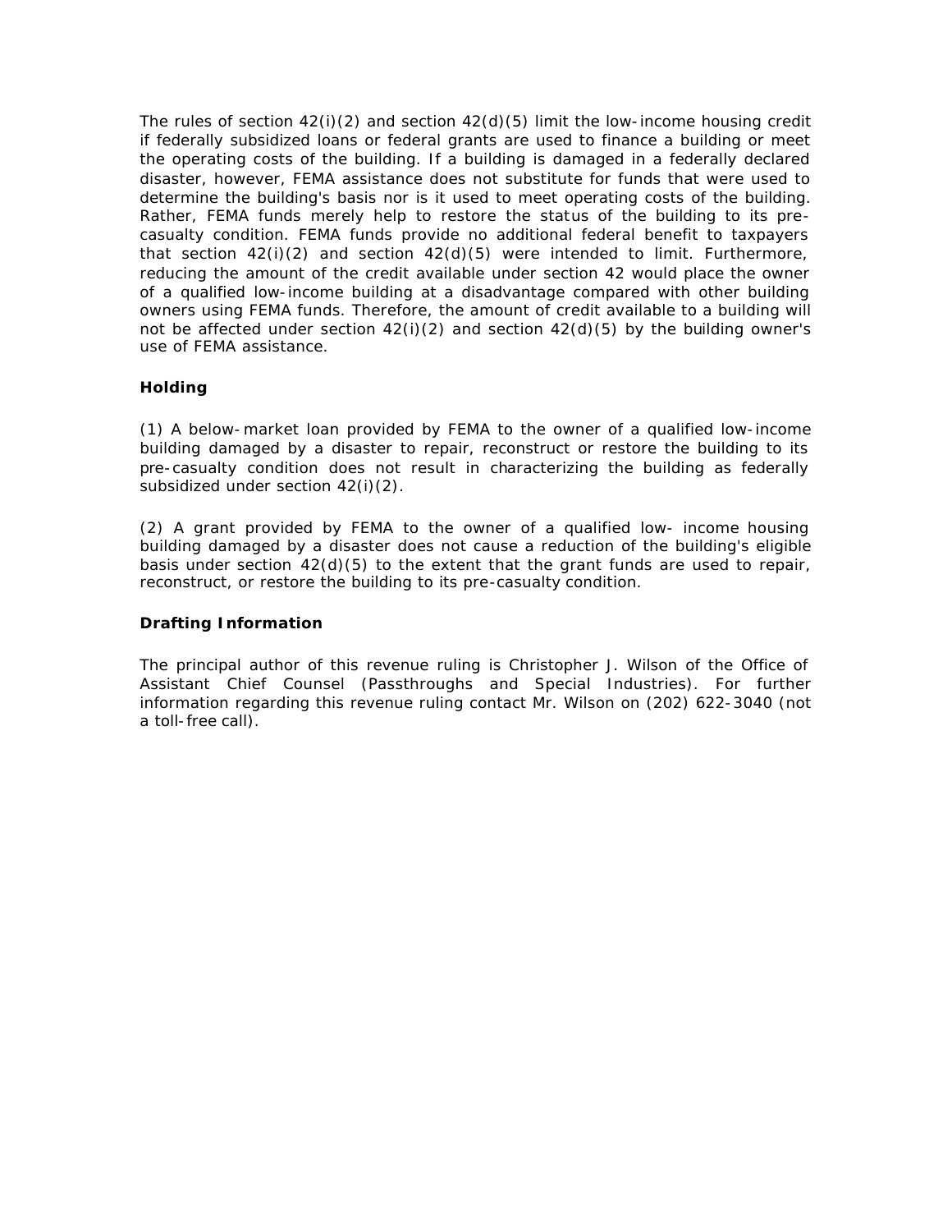The rules of section 42(i)(2) and section 42(d)(5) limit the low-income housing credit if federally subsidized loans or federal grants are used to finance a building or meet the operating costs of the building. If a building is damaged in a federally declared disaster, however, FEMA assistance does not substitute for funds that were used to determine the building's basis nor is it used to meet operating costs of the building. Rather, FEMA funds merely help to restore the status of the building to its pre-casualty condition. FEMA funds provide no additional federal benefit to taxpayers that section 42(i)(2) and section 42(d)(5) were intended to limit. Furthermore, reducing the amount of the credit available under section 42 would place the owner of a qualified low-income building at a disadvantage compared with other building owners using FEMA funds. Therefore, the amount of credit available to a building will not be affected under section 42(i)(2) and section 42(d)(5) by the building owner's use of FEMA assistance.

### Holding

(1) A below-market loan provided by FEMA to the owner of a qualified low-income building damaged by a disaster to repair, reconstruct or restore the building to its pre-casualty condition does not result in characterizing the building as federally subsidized under section 42(i)(2).

(2) A grant provided by FEMA to the owner of a qualified low- income housing building damaged by a disaster does not cause a reduction of the building's eligible basis under section 42(d)(5) to the extent that the grant funds are used to repair, reconstruct, or restore the building to its pre-casualty condition.

### Drafting Information

The principal author of this revenue ruling is Christopher J. Wilson of the Office of Assistant Chief Counsel (Passthroughs and Special Industries). For further information regarding this revenue ruling contact Mr. Wilson on (202) 622-3040 (not a toll-free call).